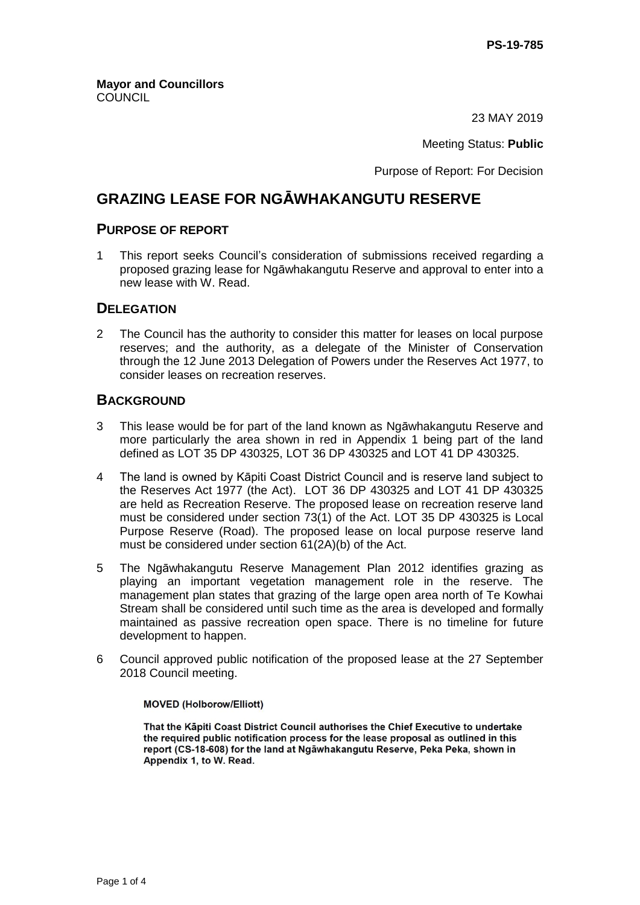PS-19-785

**Mayor and Councillors**
COUNCIL

23 MAY 2019

Meeting Status: **Public**

Purpose of Report: For Decision

# GRAZING LEASE FOR NGĀWHAKANGUTU RESERVE

## PURPOSE OF REPORT

1 This report seeks Council's consideration of submissions received regarding a proposed grazing lease for Ngāwhakangutu Reserve and approval to enter into a new lease with W. Read.

## DELEGATION

2 The Council has the authority to consider this matter for leases on local purpose reserves; and the authority, as a delegate of the Minister of Conservation through the 12 June 2013 Delegation of Powers under the Reserves Act 1977, to consider leases on recreation reserves.

## BACKGROUND

3 This lease would be for part of the land known as Ngāwhakangutu Reserve and more particularly the area shown in red in Appendix 1 being part of the land defined as LOT 35 DP 430325, LOT 36 DP 430325 and LOT 41 DP 430325.

4 The land is owned by Kāpiti Coast District Council and is reserve land subject to the Reserves Act 1977 (the Act). LOT 36 DP 430325 and LOT 41 DP 430325 are held as Recreation Reserve. The proposed lease on recreation reserve land must be considered under section 73(1) of the Act. LOT 35 DP 430325 is Local Purpose Reserve (Road). The proposed lease on local purpose reserve land must be considered under section 61(2A)(b) of the Act.

5 The Ngāwhakangutu Reserve Management Plan 2012 identifies grazing as playing an important vegetation management role in the reserve. The management plan states that grazing of the large open area north of Te Kowhai Stream shall be considered until such time as the area is developed and formally maintained as passive recreation open space. There is no timeline for future development to happen.

6 Council approved public notification of the proposed lease at the 27 September 2018 Council meeting.

**MOVED (Holborow/Elliott)**

**That the Kāpiti Coast District Council authorises the Chief Executive to undertake the required public notification process for the lease proposal as outlined in this report (CS-18-608) for the land at Ngāwhakangutu Reserve, Peka Peka, shown in Appendix 1, to W. Read.**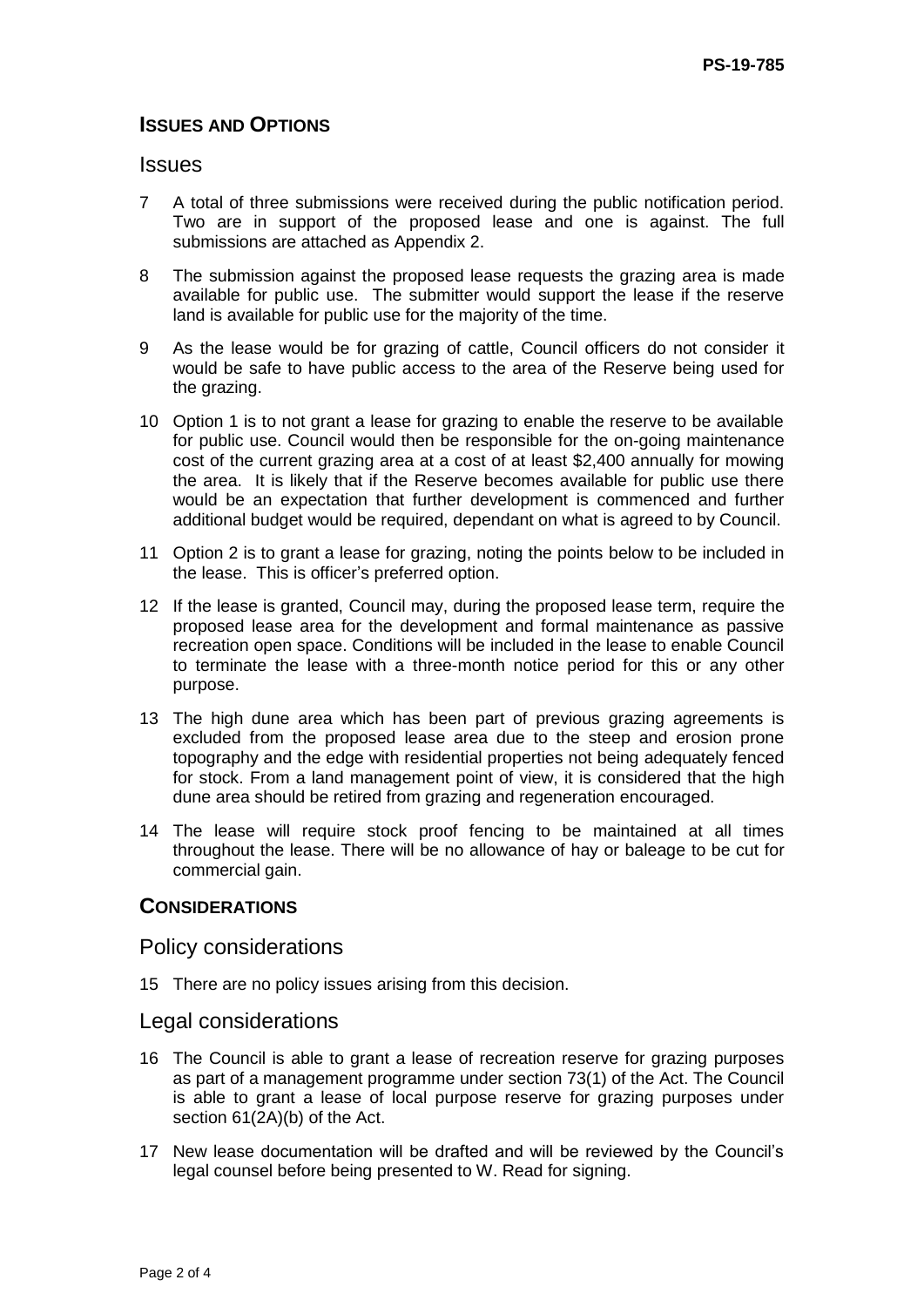## Issues and Options

### Issues

7 A total of three submissions were received during the public notification period. Two are in support of the proposed lease and one is against. The full submissions are attached as Appendix 2.

8 The submission against the proposed lease requests the grazing area is made available for public use. The submitter would support the lease if the reserve land is available for public use for the majority of the time.

9 As the lease would be for grazing of cattle, Council officers do not consider it would be safe to have public access to the area of the Reserve being used for the grazing.

10 Option 1 is to not grant a lease for grazing to enable the reserve to be available for public use. Council would then be responsible for the on-going maintenance cost of the current grazing area at a cost of at least $2,400 annually for mowing the area. It is likely that if the Reserve becomes available for public use there would be an expectation that further development is commenced and further additional budget would be required, dependant on what is agreed to by Council.

11 Option 2 is to grant a lease for grazing, noting the points below to be included in the lease. This is officer's preferred option.

12 If the lease is granted, Council may, during the proposed lease term, require the proposed lease area for the development and formal maintenance as passive recreation open space. Conditions will be included in the lease to enable Council to terminate the lease with a three-month notice period for this or any other purpose.

13 The high dune area which has been part of previous grazing agreements is excluded from the proposed lease area due to the steep and erosion prone topography and the edge with residential properties not being adequately fenced for stock. From a land management point of view, it is considered that the high dune area should be retired from grazing and regeneration encouraged.

14 The lease will require stock proof fencing to be maintained at all times throughout the lease. There will be no allowance of hay or baleage to be cut for commercial gain.

## Considerations

### Policy considerations

15 There are no policy issues arising from this decision.

### Legal considerations

16 The Council is able to grant a lease of recreation reserve for grazing purposes as part of a management programme under section 73(1) of the Act. The Council is able to grant a lease of local purpose reserve for grazing purposes under section 61(2A)(b) of the Act.

17 New lease documentation will be drafted and will be reviewed by the Council's legal counsel before being presented to W. Read for signing.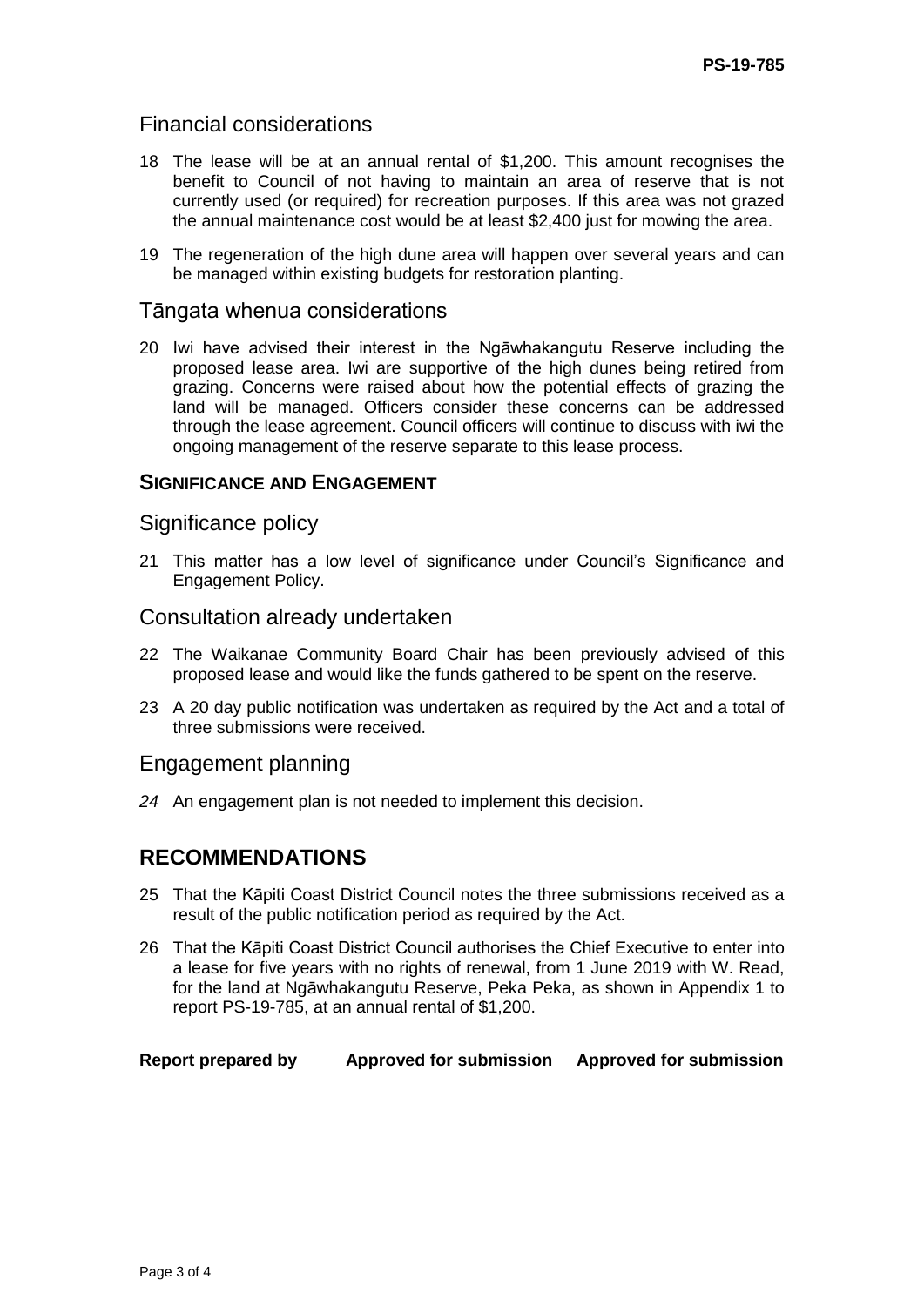## Financial considerations

18 The lease will be at an annual rental of $1,200. This amount recognises the benefit to Council of not having to maintain an area of reserve that is not currently used (or required) for recreation purposes. If this area was not grazed the annual maintenance cost would be at least $2,400 just for mowing the area.

19 The regeneration of the high dune area will happen over several years and can be managed within existing budgets for restoration planting.

## Tāngata whenua considerations

20 Iwi have advised their interest in the Ngāwhakangutu Reserve including the proposed lease area. Iwi are supportive of the high dunes being retired from grazing. Concerns were raised about how the potential effects of grazing the land will be managed. Officers consider these concerns can be addressed through the lease agreement. Council officers will continue to discuss with iwi the ongoing management of the reserve separate to this lease process.

### SIGNIFICANCE AND ENGAGEMENT

## Significance policy

21 This matter has a low level of significance under Council's Significance and Engagement Policy.

## Consultation already undertaken

22 The Waikanae Community Board Chair has been previously advised of this proposed lease and would like the funds gathered to be spent on the reserve.

23 A 20 day public notification was undertaken as required by the Act and a total of three submissions were received.

## Engagement planning

*24* An engagement plan is not needed to implement this decision.

# RECOMMENDATIONS

25 That the Kāpiti Coast District Council notes the three submissions received as a result of the public notification period as required by the Act.

26 That the Kāpiti Coast District Council authorises the Chief Executive to enter into a lease for five years with no rights of renewal, from 1 June 2019 with W. Read, for the land at Ngāwhakangutu Reserve, Peka Peka, as shown in Appendix 1 to report PS-19-785, at an annual rental of $1,200.

| Report prepared by | Approved for submission | Approved for submission |
|---|---|---|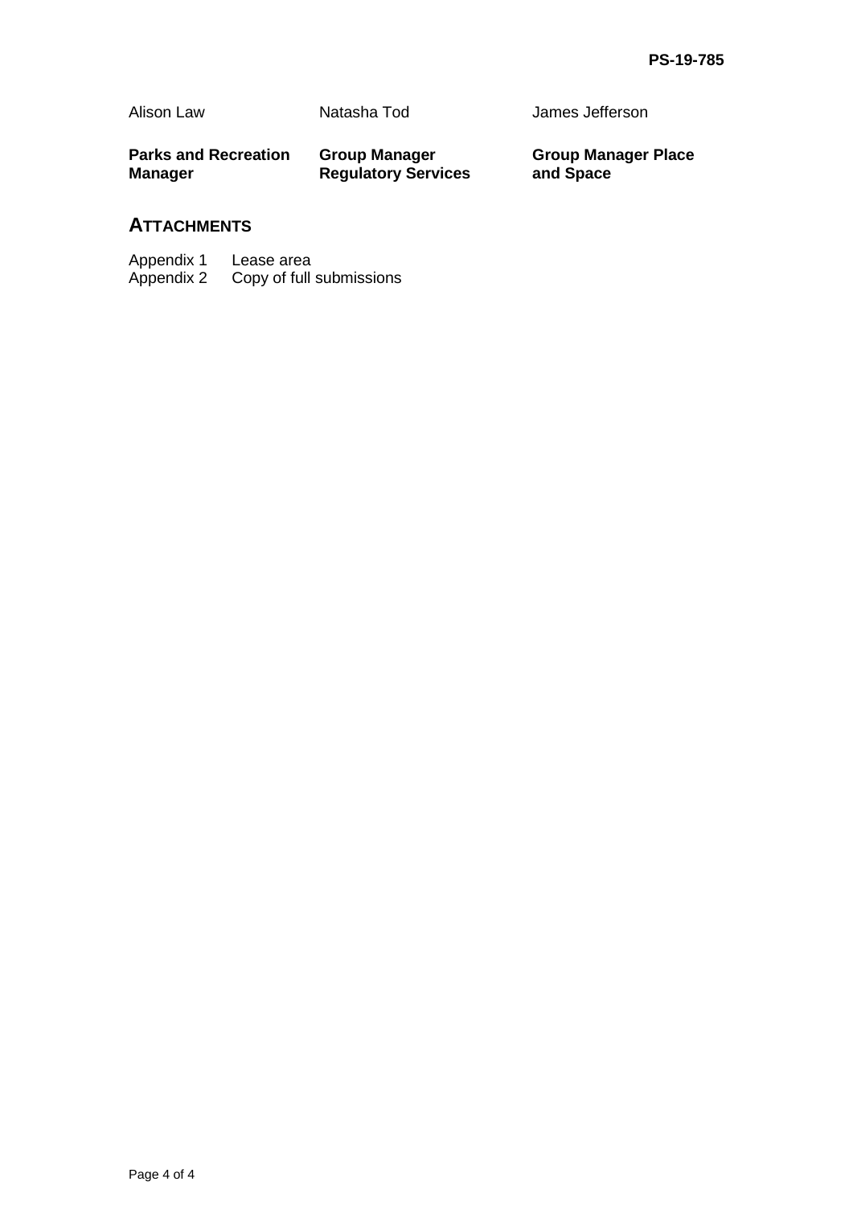| | | |
|---|---|---|
| Alison Law | Natasha Tod | James Jefferson |
| **Parks and Recreation Manager** | **Group Manager Regulatory Services** | **Group Manager Place and Space** |

## ATTACHMENTS

Appendix 1 Lease area
Appendix 2 Copy of full submissions